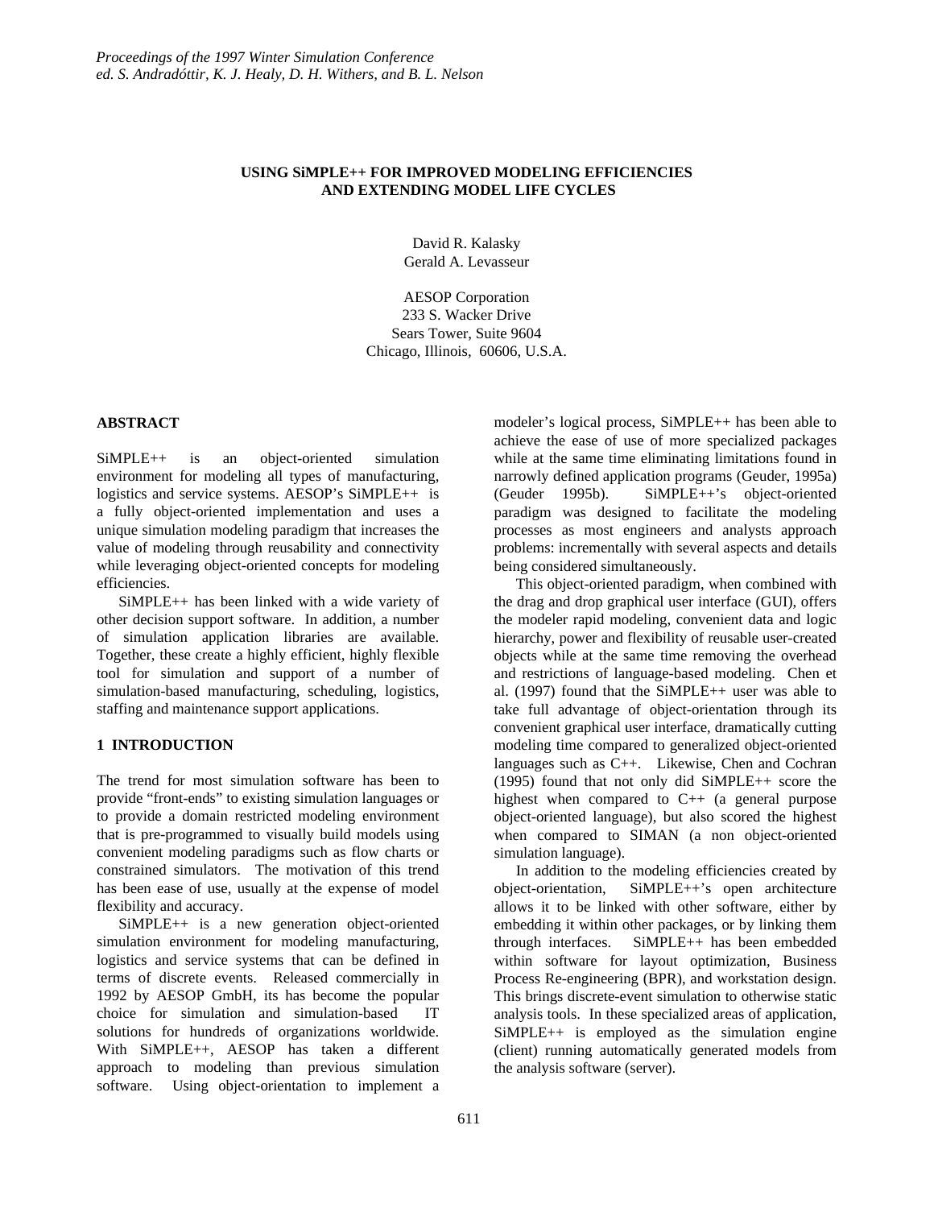# USING SiMPLE++ FOR IMPROVED MODELING EFFICIENCIES AND EXTENDING MODEL LIFE CYCLES

David R. Kalasky
Gerald A. Levasseur

AESOP Corporation
233 S. Wacker Drive
Sears Tower, Suite 9604
Chicago, Illinois, 60606, U.S.A.

## ABSTRACT

SiMPLE++ is an object-oriented simulation environment for modeling all types of manufacturing, logistics and service systems. AESOP's SiMPLE++ is a fully object-oriented implementation and uses a unique simulation modeling paradigm that increases the value of modeling through reusability and connectivity while leveraging object-oriented concepts for modeling efficiencies.

SiMPLE++ has been linked with a wide variety of other decision support software. In addition, a number of simulation application libraries are available. Together, these create a highly efficient, highly flexible tool for simulation and support of a number of simulation-based manufacturing, scheduling, logistics, staffing and maintenance support applications.

## 1 INTRODUCTION

The trend for most simulation software has been to provide "front-ends" to existing simulation languages or to provide a domain restricted modeling environment that is pre-programmed to visually build models using convenient modeling paradigms such as flow charts or constrained simulators. The motivation of this trend has been ease of use, usually at the expense of model flexibility and accuracy.

SiMPLE++ is a new generation object-oriented simulation environment for modeling manufacturing, logistics and service systems that can be defined in terms of discrete events. Released commercially in 1992 by AESOP GmbH, its has become the popular choice for simulation and simulation-based IT solutions for hundreds of organizations worldwide. With SiMPLE++, AESOP has taken a different approach to modeling than previous simulation software. Using object-orientation to implement a modeler's logical process, SiMPLE++ has been able to achieve the ease of use of more specialized packages while at the same time eliminating limitations found in narrowly defined application programs (Geuder, 1995a) (Geuder 1995b). SiMPLE++'s object-oriented paradigm was designed to facilitate the modeling processes as most engineers and analysts approach problems: incrementally with several aspects and details being considered simultaneously.

This object-oriented paradigm, when combined with the drag and drop graphical user interface (GUI), offers the modeler rapid modeling, convenient data and logic hierarchy, power and flexibility of reusable user-created objects while at the same time removing the overhead and restrictions of language-based modeling. Chen et al. (1997) found that the SiMPLE++ user was able to take full advantage of object-orientation through its convenient graphical user interface, dramatically cutting modeling time compared to generalized object-oriented languages such as C++. Likewise, Chen and Cochran (1995) found that not only did SiMPLE++ score the highest when compared to C++ (a general purpose object-oriented language), but also scored the highest when compared to SIMAN (a non object-oriented simulation language).

In addition to the modeling efficiencies created by object-orientation, SiMPLE++'s open architecture allows it to be linked with other software, either by embedding it within other packages, or by linking them through interfaces. SiMPLE++ has been embedded within software for layout optimization, Business Process Re-engineering (BPR), and workstation design. This brings discrete-event simulation to otherwise static analysis tools. In these specialized areas of application, SiMPLE++ is employed as the simulation engine (client) running automatically generated models from the analysis software (server).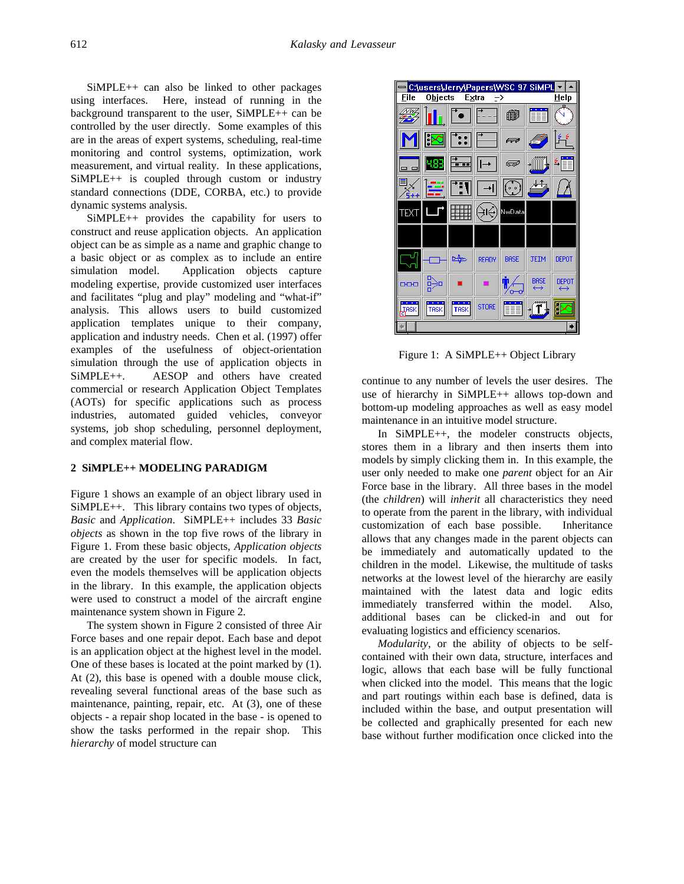SiMPLE++ can also be linked to other packages using interfaces. Here, instead of running in the background transparent to the user, SiMPLE++ can be controlled by the user directly. Some examples of this are in the areas of expert systems, scheduling, real-time monitoring and control systems, optimization, work measurement, and virtual reality. In these applications, SiMPLE++ is coupled through custom or industry standard connections (DDE, CORBA, etc.) to provide dynamic systems analysis.

SiMPLE++ provides the capability for users to construct and reuse application objects. An application object can be as simple as a name and graphic change to a basic object or as complex as to include an entire simulation model. Application objects capture modeling expertise, provide customized user interfaces and facilitates "plug and play" modeling and "what-if" analysis. This allows users to build customized application templates unique to their company, application and industry needs. Chen et al. (1997) offer examples of the usefulness of object-orientation simulation through the use of application objects in SiMPLE++. AESOP and others have created commercial or research Application Object Templates (AOTs) for specific applications such as process industries, automated guided vehicles, conveyor systems, job shop scheduling, personnel deployment, and complex material flow.

## 2 SiMPLE++ MODELING PARADIGM

Figure 1 shows an example of an object library used in SiMPLE++. This library contains two types of objects, *Basic* and *Application*. SiMPLE++ includes 33 *Basic objects* as shown in the top five rows of the library in Figure 1. From these basic objects, *Application objects* are created by the user for specific models. In fact, even the models themselves will be application objects in the library. In this example, the application objects were used to construct a model of the aircraft engine maintenance system shown in Figure 2.

The system shown in Figure 2 consisted of three Air Force bases and one repair depot. Each base and depot is an application object at the highest level in the model. One of these bases is located at the point marked by (1). At (2), this base is opened with a double mouse click, revealing several functional areas of the base such as maintenance, painting, repair, etc. At (3), one of these objects - a repair shop located in the base - is opened to show the tasks performed in the repair shop. This *hierarchy* of model structure can continue to any number of levels the user desires. The use of hierarchy in SiMPLE++ allows top-down and bottom-up modeling approaches as well as easy model maintenance in an intuitive model structure.

Figure 1: A SiMPLE++ Object Library

In SiMPLE++, the modeler constructs objects, stores them in a library and then inserts them into models by simply clicking them in. In this example, the user only needed to make one *parent* object for an Air Force base in the library. All three bases in the model (the *children*) will *inherit* all characteristics they need to operate from the parent in the library, with individual customization of each base possible. Inheritance allows that any changes made in the parent objects can be immediately and automatically updated to the children in the model. Likewise, the multitude of tasks networks at the lowest level of the hierarchy are easily maintained with the latest data and logic edits immediately transferred within the model. Also, additional bases can be clicked-in and out for evaluating logistics and efficiency scenarios.

*Modularity*, or the ability of objects to be self-contained with their own data, structure, interfaces and logic, allows that each base will be fully functional when clicked into the model. This means that the logic and part routings within each base is defined, data is included within the base, and output presentation will be collected and graphically presented for each new base without further modification once clicked into the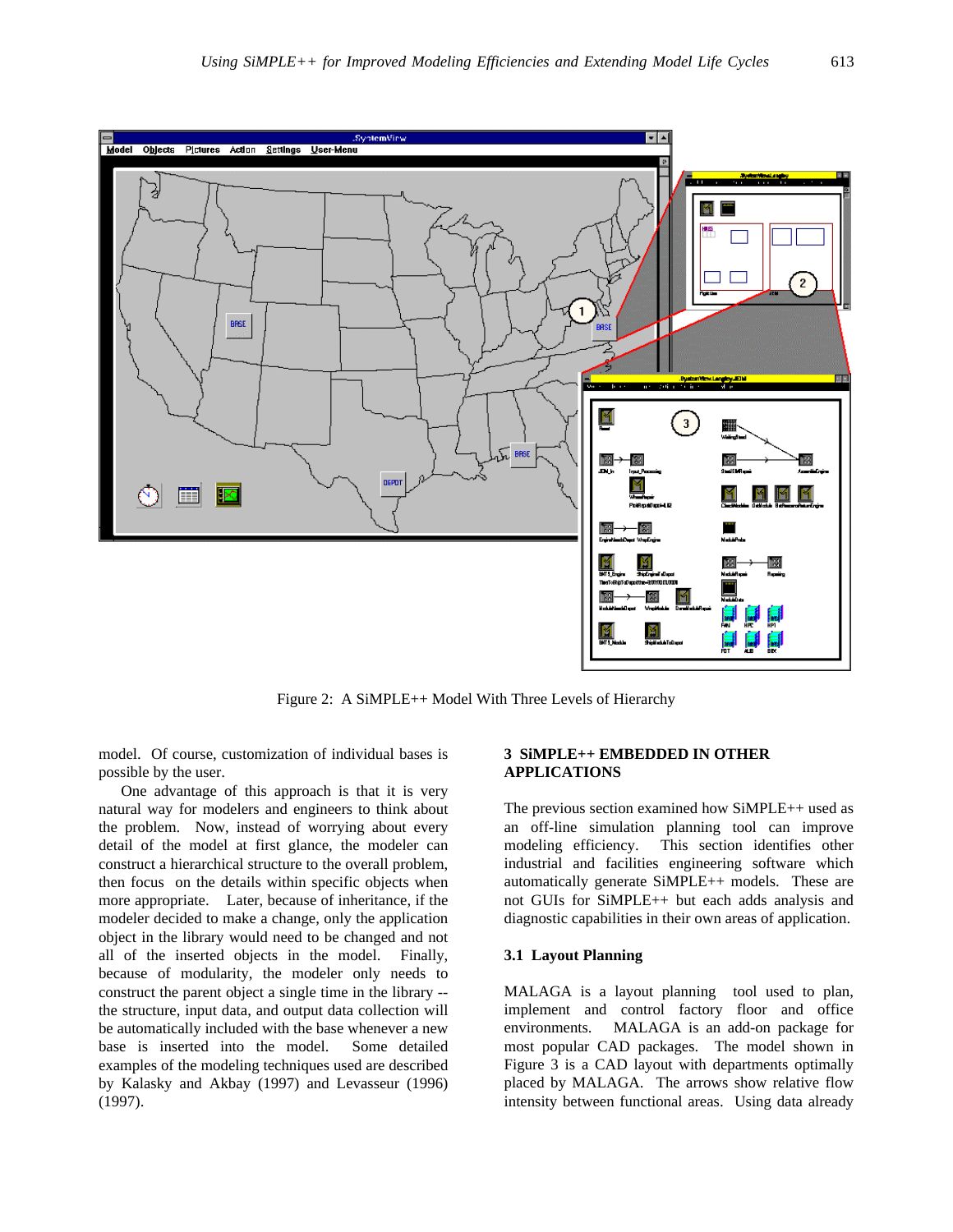Figure 2: A SiMPLE++ Model With Three Levels of Hierarchy

model. Of course, customization of individual bases is possible by the user.

One advantage of this approach is that it is very natural way for modelers and engineers to think about the problem. Now, instead of worrying about every detail of the model at first glance, the modeler can construct a hierarchical structure to the overall problem, then focus on the details within specific objects when more appropriate. Later, because of inheritance, if the modeler decided to make a change, only the application object in the library would need to be changed and not all of the inserted objects in the model. Finally, because of modularity, the modeler only needs to construct the parent object a single time in the library -- the structure, input data, and output data collection will be automatically included with the base whenever a new base is inserted into the model. Some detailed examples of the modeling techniques used are described by Kalasky and Akbay (1997) and Levasseur (1996) (1997).

## 3 SiMPLE++ EMBEDDED IN OTHER APPLICATIONS

The previous section examined how SiMPLE++ used as an off-line simulation planning tool can improve modeling efficiency. This section identifies other industrial and facilities engineering software which automatically generate SiMPLE++ models. These are not GUIs for SiMPLE++ but each adds analysis and diagnostic capabilities in their own areas of application.

### 3.1 Layout Planning

MALAGA is a layout planning tool used to plan, implement and control factory floor and office environments. MALAGA is an add-on package for most popular CAD packages. The model shown in Figure 3 is a CAD layout with departments optimally placed by MALAGA. The arrows show relative flow intensity between functional areas. Using data already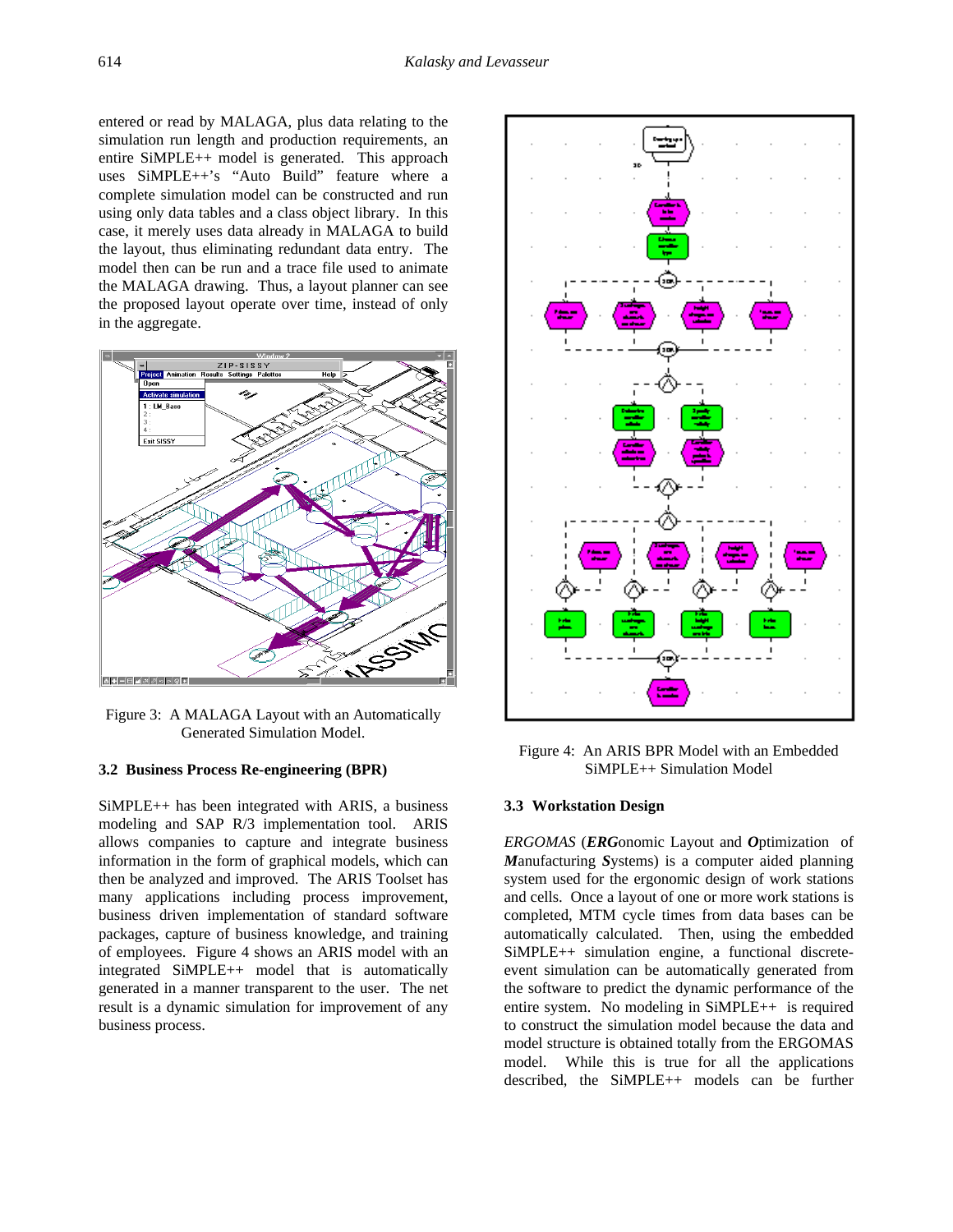entered or read by MALAGA, plus data relating to the simulation run length and production requirements, an entire SiMPLE++ model is generated. This approach uses SiMPLE++'s "Auto Build" feature where a complete simulation model can be constructed and run using only data tables and a class object library. In this case, it merely uses data already in MALAGA to build the layout, thus eliminating redundant data entry. The model then can be run and a trace file used to animate the MALAGA drawing. Thus, a layout planner can see the proposed layout operate over time, instead of only in the aggregate.

Figure 3: A MALAGA Layout with an Automatically Generated Simulation Model.

### 3.2 Business Process Re-engineering (BPR)

SiMPLE++ has been integrated with ARIS, a business modeling and SAP R/3 implementation tool. ARIS allows companies to capture and integrate business information in the form of graphical models, which can then be analyzed and improved. The ARIS Toolset has many applications including process improvement, business driven implementation of standard software packages, capture of business knowledge, and training of employees. Figure 4 shows an ARIS model with an integrated SiMPLE++ model that is automatically generated in a manner transparent to the user. The net result is a dynamic simulation for improvement of any business process.

Figure 4: An ARIS BPR Model with an Embedded SiMPLE++ Simulation Model

### 3.3 Workstation Design

*ERGOMAS* (***ERG****onomic Layout and* ***O****ptimization of* ***M****anufacturing* ***S****ystems*) is a computer aided planning system used for the ergonomic design of work stations and cells. Once a layout of one or more work stations is completed, MTM cycle times from data bases can be automatically calculated. Then, using the embedded SiMPLE++ simulation engine, a functional discrete-event simulation can be automatically generated from the software to predict the dynamic performance of the entire system. No modeling in SiMPLE++ is required to construct the simulation model because the data and model structure is obtained totally from the ERGOMAS model. While this is true for all the applications described, the SiMPLE++ models can be further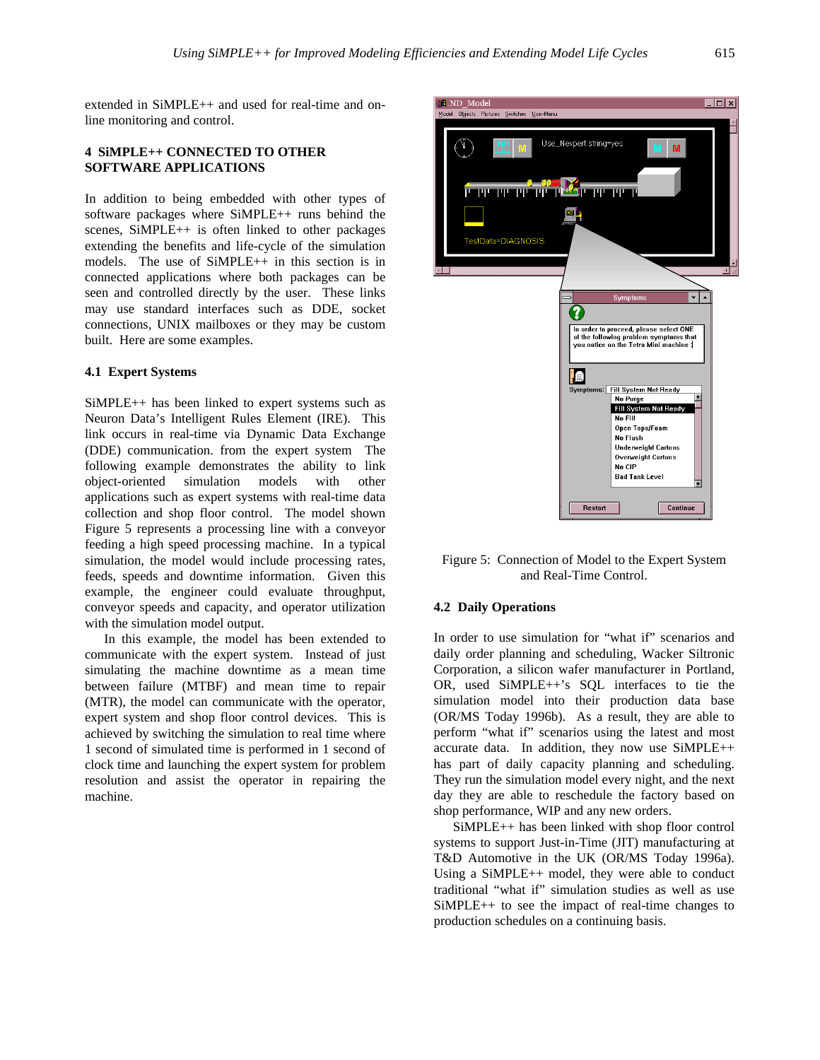extended in SiMPLE++ and used for real-time and on-line monitoring and control.

## 4 SiMPLE++ CONNECTED TO OTHER SOFTWARE APPLICATIONS

In addition to being embedded with other types of software packages where SiMPLE++ runs behind the scenes, SiMPLE++ is often linked to other packages extending the benefits and life-cycle of the simulation models. The use of SiMPLE++ in this section is in connected applications where both packages can be seen and controlled directly by the user. These links may use standard interfaces such as DDE, socket connections, UNIX mailboxes or they may be custom built. Here are some examples.

### 4.1 Expert Systems

SiMPLE++ has been linked to expert systems such as Neuron Data's Intelligent Rules Element (IRE). This link occurs in real-time via Dynamic Data Exchange (DDE) communication. from the expert system The following example demonstrates the ability to link object-oriented simulation models with other applications such as expert systems with real-time data collection and shop floor control. The model shown Figure 5 represents a processing line with a conveyor feeding a high speed processing machine. In a typical simulation, the model would include processing rates, feeds, speeds and downtime information. Given this example, the engineer could evaluate throughput, conveyor speeds and capacity, and operator utilization with the simulation model output.

In this example, the model has been extended to communicate with the expert system. Instead of just simulating the machine downtime as a mean time between failure (MTBF) and mean time to repair (MTR), the model can communicate with the operator, expert system and shop floor control devices. This is achieved by switching the simulation to real time where 1 second of simulated time is performed in 1 second of clock time and launching the expert system for problem resolution and assist the operator in repairing the machine.

Figure 5: Connection of Model to the Expert System and Real-Time Control.

### 4.2 Daily Operations

In order to use simulation for "what if" scenarios and daily order planning and scheduling, Wacker Siltronic Corporation, a silicon wafer manufacturer in Portland, OR, used SiMPLE++'s SQL interfaces to tie the simulation model into their production data base (OR/MS Today 1996b). As a result, they are able to perform "what if" scenarios using the latest and most accurate data. In addition, they now use SiMPLE++ has part of daily capacity planning and scheduling. They run the simulation model every night, and the next day they are able to reschedule the factory based on shop performance, WIP and any new orders.

SiMPLE++ has been linked with shop floor control systems to support Just-in-Time (JIT) manufacturing at T&D Automotive in the UK (OR/MS Today 1996a). Using a SiMPLE++ model, they were able to conduct traditional "what if" simulation studies as well as use SiMPLE++ to see the impact of real-time changes to production schedules on a continuing basis.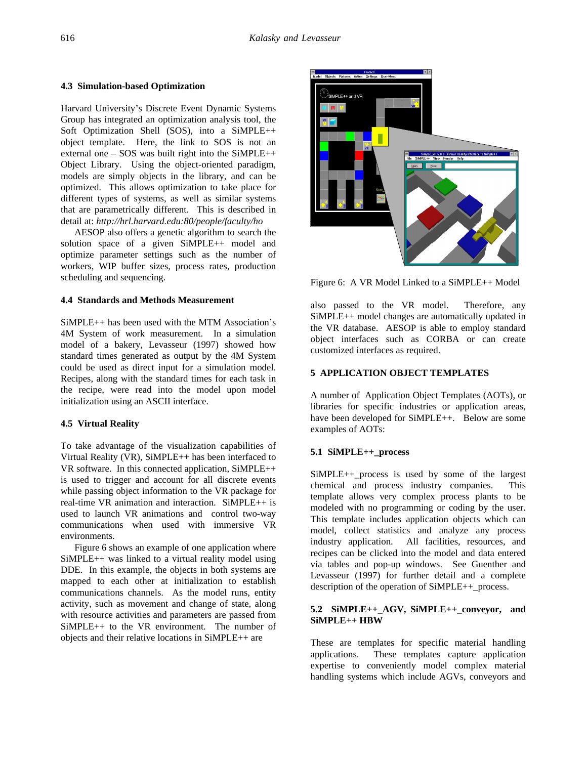### 4.3 Simulation-based Optimization

Harvard University's Discrete Event Dynamic Systems Group has integrated an optimization analysis tool, the Soft Optimization Shell (SOS), into a SiMPLE++ object template. Here, the link to SOS is not an external one – SOS was built right into the SiMPLE++ Object Library. Using the object-oriented paradigm, models are simply objects in the library, and can be optimized. This allows optimization to take place for different types of systems, as well as similar systems that are parametrically different. This is described in detail at: *http://hrl.harvard.edu:80/people/faculty/ho*

AESOP also offers a genetic algorithm to search the solution space of a given SiMPLE++ model and optimize parameter settings such as the number of workers, WIP buffer sizes, process rates, production scheduling and sequencing.

### 4.4 Standards and Methods Measurement

SiMPLE++ has been used with the MTM Association's 4M System of work measurement. In a simulation model of a bakery, Levasseur (1997) showed how standard times generated as output by the 4M System could be used as direct input for a simulation model. Recipes, along with the standard times for each task in the recipe, were read into the model upon model initialization using an ASCII interface.

### 4.5 Virtual Reality

To take advantage of the visualization capabilities of Virtual Reality (VR), SiMPLE++ has been interfaced to VR software. In this connected application, SiMPLE++ is used to trigger and account for all discrete events while passing object information to the VR package for real-time VR animation and interaction. SiMPLE++ is used to launch VR animations and control two-way communications when used with immersive VR environments.

Figure 6 shows an example of one application where SiMPLE++ was linked to a virtual reality model using DDE. In this example, the objects in both systems are mapped to each other at initialization to establish communications channels. As the model runs, entity activity, such as movement and change of state, along with resource activities and parameters are passed from SiMPLE++ to the VR environment. The number of objects and their relative locations in SiMPLE++ are also passed to the VR model. Therefore, any SiMPLE++ model changes are automatically updated in the VR database. AESOP is able to employ standard object interfaces such as CORBA or can create customized interfaces as required.

Figure 6: A VR Model Linked to a SiMPLE++ Model

## 5 APPLICATION OBJECT TEMPLATES

A number of Application Object Templates (AOTs), or libraries for specific industries or application areas, have been developed for SiMPLE++. Below are some examples of AOTs:

### 5.1 SiMPLE++_process

SiMPLE++_process is used by some of the largest chemical and process industry companies. This template allows very complex process plants to be modeled with no programming or coding by the user. This template includes application objects which can model, collect statistics and analyze any process industry application. All facilities, resources, and recipes can be clicked into the model and data entered via tables and pop-up windows. See Guenther and Levasseur (1997) for further detail and a complete description of the operation of SiMPLE++_process.

### 5.2 SiMPLE++_AGV, SiMPLE++_conveyor, and SiMPLE++ HBW

These are templates for specific material handling applications. These templates capture application expertise to conveniently model complex material handling systems which include AGVs, conveyors and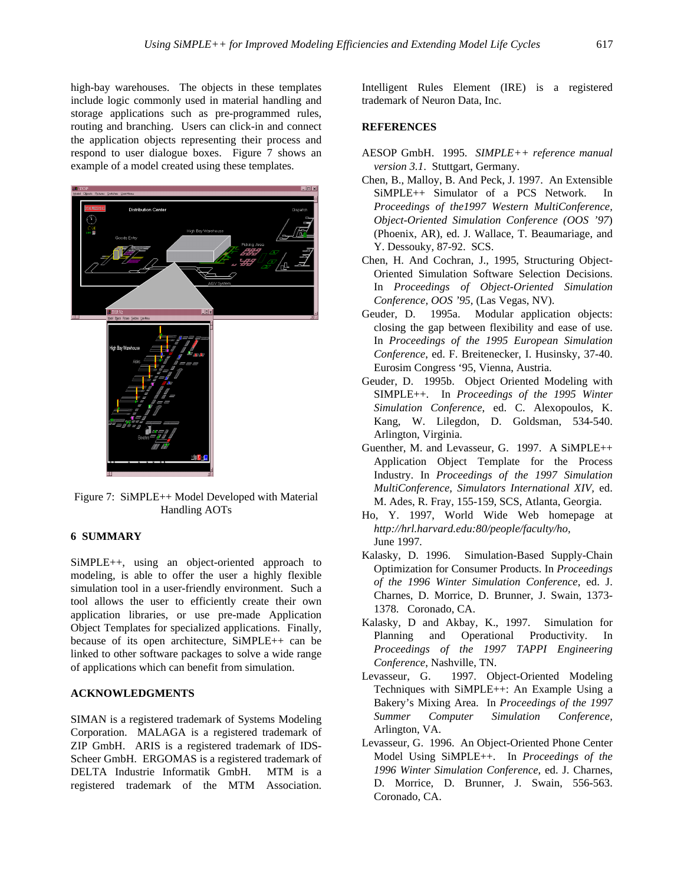high-bay warehouses. The objects in these templates include logic commonly used in material handling and storage applications such as pre-programmed rules, routing and branching. Users can click-in and connect the application objects representing their process and respond to user dialogue boxes. Figure 7 shows an example of a model created using these templates.

Figure 7: SiMPLE++ Model Developed with Material Handling AOTs

## 6 SUMMARY

SiMPLE++, using an object-oriented approach to modeling, is able to offer the user a highly flexible simulation tool in a user-friendly environment. Such a tool allows the user to efficiently create their own application libraries, or use pre-made Application Object Templates for specialized applications. Finally, because of its open architecture, SiMPLE++ can be linked to other software packages to solve a wide range of applications which can benefit from simulation.

## ACKNOWLEDGMENTS

SIMAN is a registered trademark of Systems Modeling Corporation. MALAGA is a registered trademark of ZIP GmbH. ARIS is a registered trademark of IDS-Scheer GmbH. ERGOMAS is a registered trademark of DELTA Industrie Informatik GmbH. MTM is a registered trademark of the MTM Association. Intelligent Rules Element (IRE) is a registered trademark of Neuron Data, Inc.

## REFERENCES

AESOP GmbH. 1995. *SIMPLE++ reference manual version 3.1*. Stuttgart, Germany.

Chen, B., Malloy, B. And Peck, J. 1997. An Extensible SiMPLE++ Simulator of a PCS Network. In *Proceedings of the1997 Western MultiConference, Object-Oriented Simulation Conference (OOS '97*) (Phoenix, AR), ed. J. Wallace, T. Beaumariage, and Y. Dessouky, 87-92. SCS.

Chen, H. And Cochran, J., 1995, Structuring Object-Oriented Simulation Software Selection Decisions. In *Proceedings of Object-Oriented Simulation Conference, OOS '95*, (Las Vegas, NV).

Geuder, D. 1995a. Modular application objects: closing the gap between flexibility and ease of use. In *Proceedings of the 1995 European Simulation Conference*, ed. F. Breitenecker, I. Husinsky, 37-40. Eurosim Congress '95, Vienna, Austria.

Geuder, D. 1995b. Object Oriented Modeling with SIMPLE++. In *Proceedings of the 1995 Winter Simulation Conference*, ed. C. Alexopoulos, K. Kang, W. Lilegdon, D. Goldsman, 534-540. Arlington, Virginia.

Guenther, M. and Levasseur, G. 1997. A SiMPLE++ Application Object Template for the Process Industry. In *Proceedings of the 1997 Simulation MultiConference, Simulators International XIV*, ed. M. Ades, R. Fray, 155-159, SCS, Atlanta, Georgia.

Ho, Y. 1997, World Wide Web homepage at *http://hrl.harvard.edu:80/people/faculty/ho,* June 1997.

Kalasky, D. 1996. Simulation-Based Supply-Chain Optimization for Consumer Products. In *Proceedings of the 1996 Winter Simulation Conference*, ed. J. Charnes, D. Morrice, D. Brunner, J. Swain, 1373-1378. Coronado, CA.

Kalasky, D and Akbay, K., 1997. Simulation for Planning and Operational Productivity. In *Proceedings of the 1997 TAPPI Engineering Conference*, Nashville, TN.

Levasseur, G. 1997. Object-Oriented Modeling Techniques with SiMPLE++: An Example Using a Bakery's Mixing Area. In *Proceedings of the 1997 Summer Computer Simulation Conference*, Arlington, VA.

Levasseur, G. 1996. An Object-Oriented Phone Center Model Using SiMPLE++. In *Proceedings of the 1996 Winter Simulation Conference*, ed. J. Charnes, D. Morrice, D. Brunner, J. Swain, 556-563. Coronado, CA.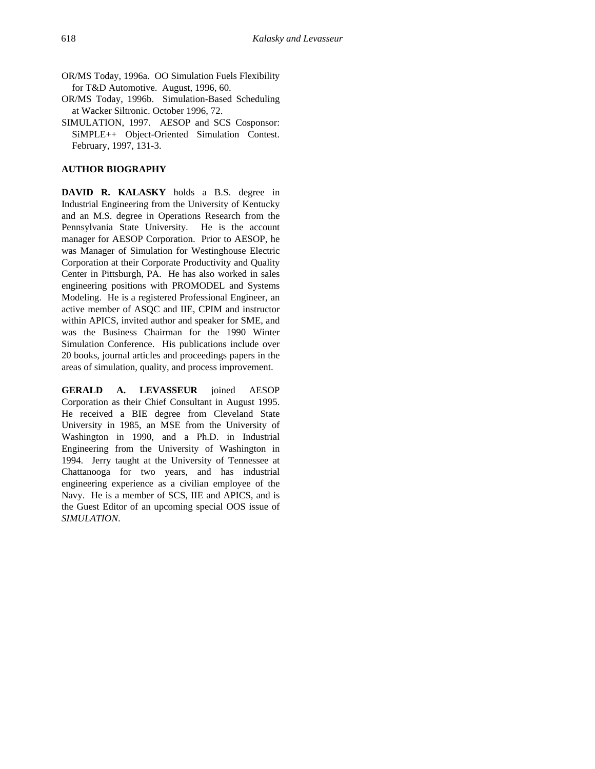OR/MS Today, 1996a. OO Simulation Fuels Flexibility for T&D Automotive. August, 1996, 60.

OR/MS Today, 1996b. Simulation-Based Scheduling at Wacker Siltronic. October 1996, 72.

SIMULATION, 1997. AESOP and SCS Cosponsor: SiMPLE++ Object-Oriented Simulation Contest. February, 1997, 131-3.

## AUTHOR BIOGRAPHY

**DAVID R. KALASKY** holds a B.S. degree in Industrial Engineering from the University of Kentucky and an M.S. degree in Operations Research from the Pennsylvania State University. He is the account manager for AESOP Corporation. Prior to AESOP, he was Manager of Simulation for Westinghouse Electric Corporation at their Corporate Productivity and Quality Center in Pittsburgh, PA. He has also worked in sales engineering positions with PROMODEL and Systems Modeling. He is a registered Professional Engineer, an active member of ASQC and IIE, CPIM and instructor within APICS, invited author and speaker for SME, and was the Business Chairman for the 1990 Winter Simulation Conference. His publications include over 20 books, journal articles and proceedings papers in the areas of simulation, quality, and process improvement.

**GERALD A. LEVASSEUR** joined AESOP Corporation as their Chief Consultant in August 1995. He received a BIE degree from Cleveland State University in 1985, an MSE from the University of Washington in 1990, and a Ph.D. in Industrial Engineering from the University of Washington in 1994. Jerry taught at the University of Tennessee at Chattanooga for two years, and has industrial engineering experience as a civilian employee of the Navy. He is a member of SCS, IIE and APICS, and is the Guest Editor of an upcoming special OOS issue of *SIMULATION*.